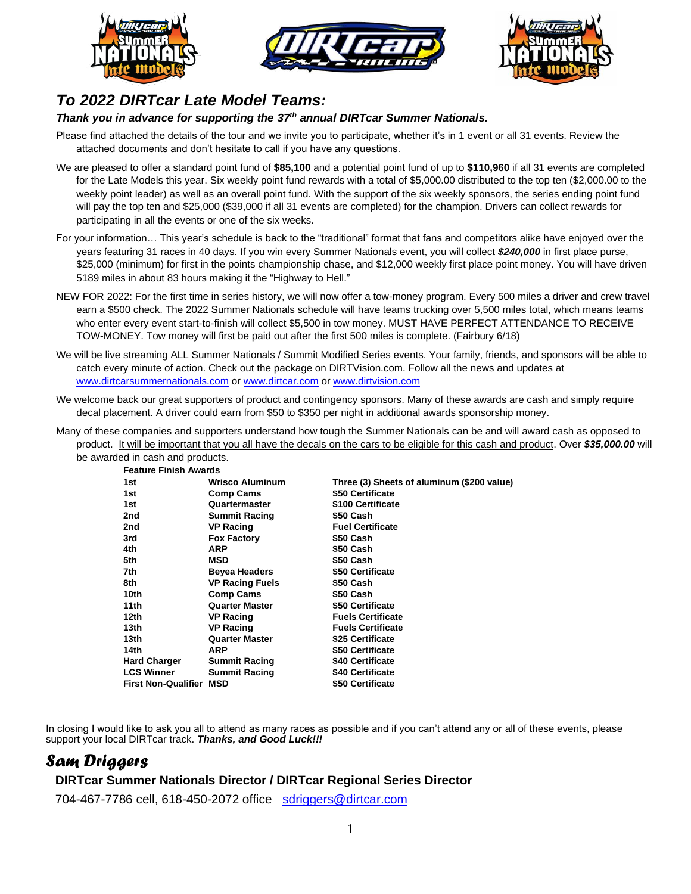## *To 2022 DIRTcar Late Model Teams:*

***Thank you in advance for supporting the 37th annual DIRTcar Summer Nationals.***

Please find attached the details of the tour and we invite you to participate, whether it's in 1 event or all 31 events. Review the attached documents and don't hesitate to call if you have any questions.

We are pleased to offer a standard point fund of **$85,100** and a potential point fund of up to **$110,960** if all 31 events are completed for the Late Models this year. Six weekly point fund rewards with a total of $5,000.00 distributed to the top ten ($2,000.00 to the weekly point leader) as well as an overall point fund. With the support of the six weekly sponsors, the series ending point fund will pay the top ten and $25,000 ($39,000 if all 31 events are completed) for the champion. Drivers can collect rewards for participating in all the events or one of the six weeks.

For your information… This year's schedule is back to the "traditional" format that fans and competitors alike have enjoyed over the years featuring 31 races in 40 days. If you win every Summer Nationals event, you will collect ***$240,000*** in first place purse, $25,000 (minimum) for first in the points championship chase, and $12,000 weekly first place point money. You will have driven 5189 miles in about 83 hours making it the "Highway to Hell."

NEW FOR 2022: For the first time in series history, we will now offer a tow-money program. Every 500 miles a driver and crew travel earn a $500 check. The 2022 Summer Nationals schedule will have teams trucking over 5,500 miles total, which means teams who enter every event start-to-finish will collect $5,500 in tow money. MUST HAVE PERFECT ATTENDANCE TO RECEIVE TOW-MONEY. Tow money will first be paid out after the first 500 miles is complete. (Fairbury 6/18)

We will be live streaming ALL Summer Nationals / Summit Modified Series events. Your family, friends, and sponsors will be able to catch every minute of action. Check out the package on DIRTVision.com. Follow all the news and updates at www.dirtcarsummernationals.com or www.dirtcar.com or www.dirtvision.com

We welcome back our great supporters of product and contingency sponsors. Many of these awards are cash and simply require decal placement. A driver could earn from $50 to $350 per night in additional awards sponsorship money.

Many of these companies and supporters understand how tough the Summer Nationals can be and will award cash as opposed to product. It will be important that you all have the decals on the cars to be eligible for this cash and product. Over ***$35,000.00*** will be awarded in cash and products.

**Feature Finish Awards**

| | | |
|---|---|---|
| **1st** | **Wrisco Aluminum** | **Three (3) Sheets of aluminum ($200 value)** |
| **1st** | **Comp Cams** | **$50 Certificate** |
| **1st** | **Quartermaster** | **$100 Certificate** |
| **2nd** | **Summit Racing** | **$50 Cash** |
| **2nd** | **VP Racing** | **Fuel Certificate** |
| **3rd** | **Fox Factory** | **$50 Cash** |
| **4th** | **ARP** | **$50 Cash** |
| **5th** | **MSD** | **$50 Cash** |
| **7th** | **Beyea Headers** | **$50 Certificate** |
| **8th** | **VP Racing Fuels** | **$50 Cash** |
| **10th** | **Comp Cams** | **$50 Cash** |
| **11th** | **Quarter Master** | **$50 Certificate** |
| **12th** | **VP Racing** | **Fuels Certificate** |
| **13th** | **VP Racing** | **Fuels Certificate** |
| **13th** | **Quarter Master** | **$25 Certificate** |
| **14th** | **ARP** | **$50 Certificate** |
| **Hard Charger** | **Summit Racing** | **$40 Certificate** |
| **LCS Winner** | **Summit Racing** | **$40 Certificate** |
| **First Non-Qualifier** | **MSD** | **$50 Certificate** |

In closing I would like to ask you all to attend as many races as possible and if you can't attend any or all of these events, please support your local DIRTcar track. ***Thanks, and Good Luck!!!***

***Sam Driggers***

**DIRTcar Summer Nationals Director / DIRTcar Regional Series Director**

704-467-7786 cell, 618-450-2072 office sdriggers@dirtcar.com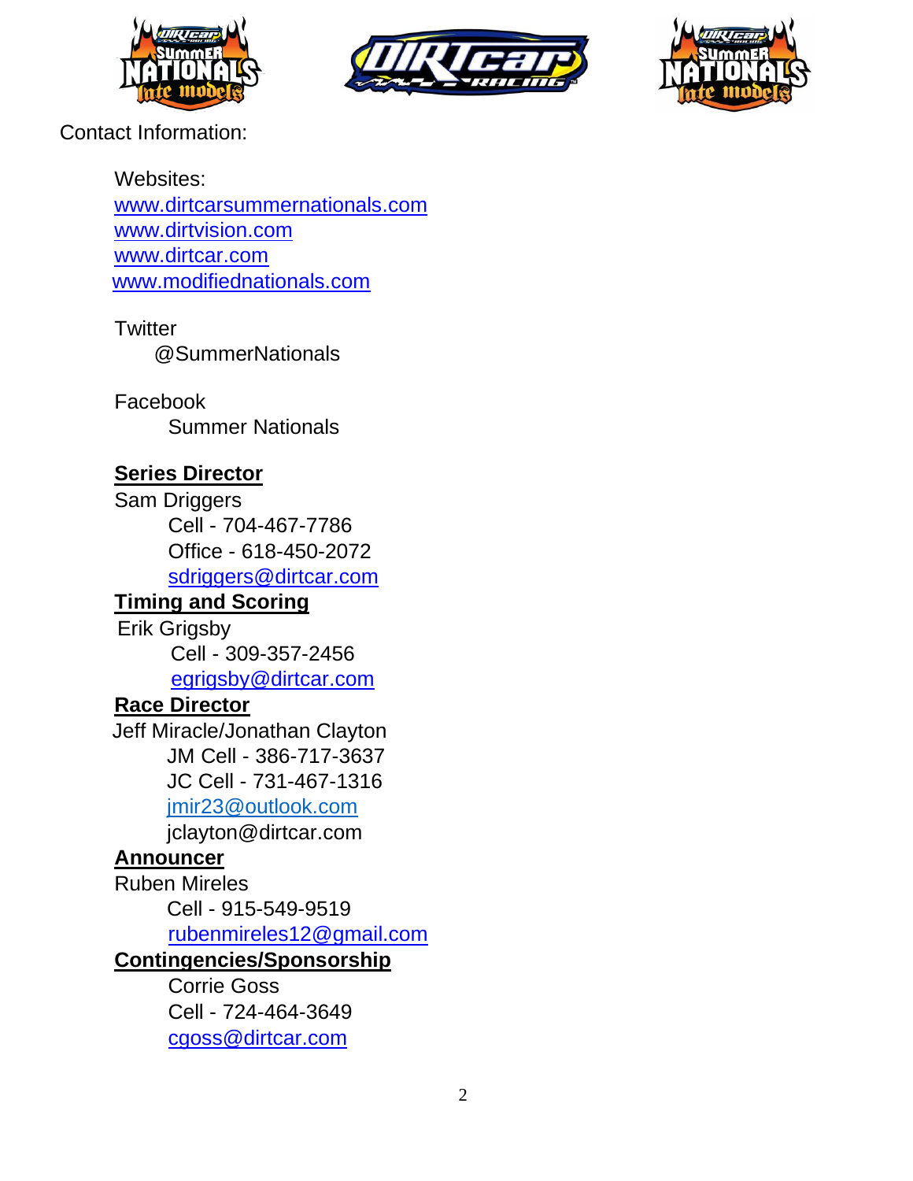Contact Information:

Websites:
www.dirtcarsummernationals.com
www.dirtvision.com
www.dirtcar.com
www.modifiednationals.com

Twitter
@SummerNationals

Facebook
Summer Nationals

**Series Director**
Sam Driggers
Cell - 704-467-7786
Office - 618-450-2072
sdriggers@dirtcar.com

**Timing and Scoring**
Erik Grigsby
Cell - 309-357-2456
egrigsby@dirtcar.com

**Race Director**
Jeff Miracle/Jonathan Clayton
JM Cell - 386-717-3637
JC Cell - 731-467-1316
jmir23@outlook.com
jclayton@dirtcar.com

**Announcer**
Ruben Mireles
Cell - 915-549-9519
rubenmireles12@gmail.com

**Contingencies/Sponsorship**
Corrie Goss
Cell - 724-464-3649
cgoss@dirtcar.com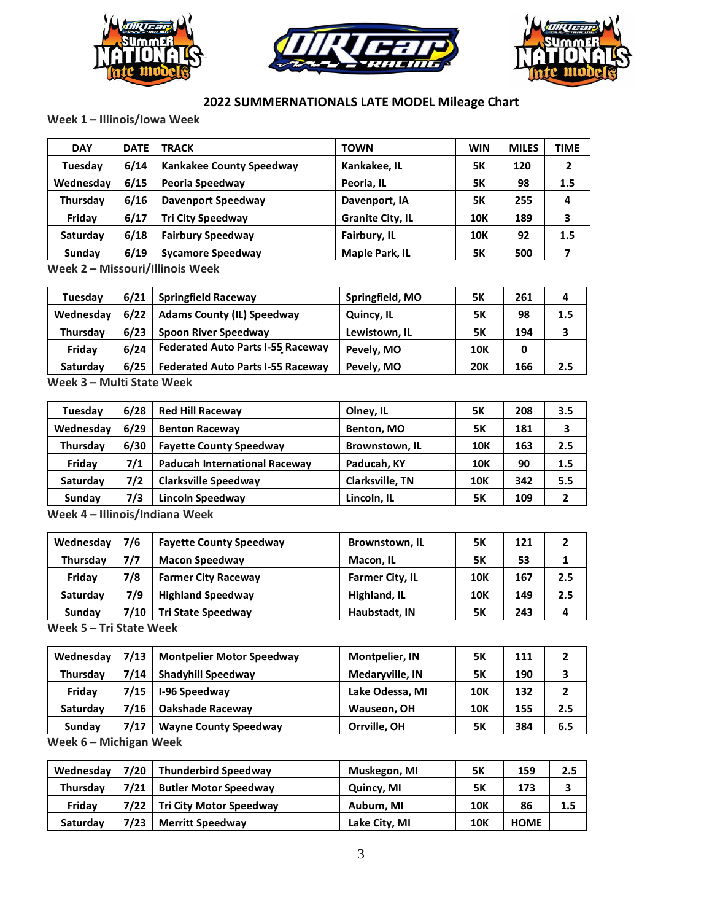## 2022 SUMMERNATIONALS LATE MODEL Mileage Chart

### Week 1 – Illinois/Iowa Week

| DAY | DATE | TRACK | TOWN | WIN | MILES | TIME |
|---|---|---|---|---|---|---|
| Tuesday | 6/14 | Kankakee County Speedway | Kankakee, IL | 5K | 120 | 2 |
| Wednesday | 6/15 | Peoria Speedway | Peoria, IL | 5K | 98 | 1.5 |
| Thursday | 6/16 | Davenport Speedway | Davenport, IA | 5K | 255 | 4 |
| Friday | 6/17 | Tri City Speedway | Granite City, IL | 10K | 189 | 3 |
| Saturday | 6/18 | Fairbury Speedway | Fairbury, IL | 10K | 92 | 1.5 |
| Sunday | 6/19 | Sycamore Speedway | Maple Park, IL | 5K | 500 | 7 |

### Week 2 – Missouri/Illinois Week

| DAY | DATE | TRACK | TOWN | WIN | MILES | TIME |
|---|---|---|---|---|---|---|
| Tuesday | 6/21 | Springfield Raceway | Springfield, MO | 5K | 261 | 4 |
| Wednesday | 6/22 | Adams County (IL) Speedway | Quincy, IL | 5K | 98 | 1.5 |
| Thursday | 6/23 | Spoon River Speedway | Lewistown, IL | 5K | 194 | 3 |
| Friday | 6/24 | Federated Auto Parts I-55 Raceway | Pevely, MO | 10K | 0 | |
| Saturday | 6/25 | Federated Auto Parts I-55 Raceway | Pevely, MO | 20K | 166 | 2.5 |

### Week 3 – Multi State Week

| DAY | DATE | TRACK | TOWN | WIN | MILES | TIME |
|---|---|---|---|---|---|---|
| Tuesday | 6/28 | Red Hill Raceway | Olney, IL | 5K | 208 | 3.5 |
| Wednesday | 6/29 | Benton Raceway | Benton, MO | 5K | 181 | 3 |
| Thursday | 6/30 | Fayette County Speedway | Brownstown, IL | 10K | 163 | 2.5 |
| Friday | 7/1 | Paducah International Raceway | Paducah, KY | 10K | 90 | 1.5 |
| Saturday | 7/2 | Clarksville Speedway | Clarksville, TN | 10K | 342 | 5.5 |
| Sunday | 7/3 | Lincoln Speedway | Lincoln, IL | 5K | 109 | 2 |

### Week 4 – Illinois/Indiana Week

| DAY | DATE | TRACK | TOWN | WIN | MILES | TIME |
|---|---|---|---|---|---|---|
| Wednesday | 7/6 | Fayette County Speedway | Brownstown, IL | 5K | 121 | 2 |
| Thursday | 7/7 | Macon Speedway | Macon, IL | 5K | 53 | 1 |
| Friday | 7/8 | Farmer City Raceway | Farmer City, IL | 10K | 167 | 2.5 |
| Saturday | 7/9 | Highland Speedway | Highland, IL | 10K | 149 | 2.5 |
| Sunday | 7/10 | Tri State Speedway | Haubstadt, IN | 5K | 243 | 4 |

### Week 5 – Tri State Week

| DAY | DATE | TRACK | TOWN | WIN | MILES | TIME |
|---|---|---|---|---|---|---|
| Wednesday | 7/13 | Montpelier Motor Speedway | Montpelier, IN | 5K | 111 | 2 |
| Thursday | 7/14 | Shadyhill Speedway | Medaryville, IN | 5K | 190 | 3 |
| Friday | 7/15 | I-96 Speedway | Lake Odessa, MI | 10K | 132 | 2 |
| Saturday | 7/16 | Oakshade Raceway | Wauseon, OH | 10K | 155 | 2.5 |
| Sunday | 7/17 | Wayne County Speedway | Orrville, OH | 5K | 384 | 6.5 |

### Week 6 – Michigan Week

| DAY | DATE | TRACK | TOWN | WIN | MILES | TIME |
|---|---|---|---|---|---|---|
| Wednesday | 7/20 | Thunderbird Speedway | Muskegon, MI | 5K | 159 | 2.5 |
| Thursday | 7/21 | Butler Motor Speedway | Quincy, MI | 5K | 173 | 3 |
| Friday | 7/22 | Tri City Motor Speedway | Auburn, MI | 10K | 86 | 1.5 |
| Saturday | 7/23 | Merritt Speedway | Lake City, MI | 10K | HOME | |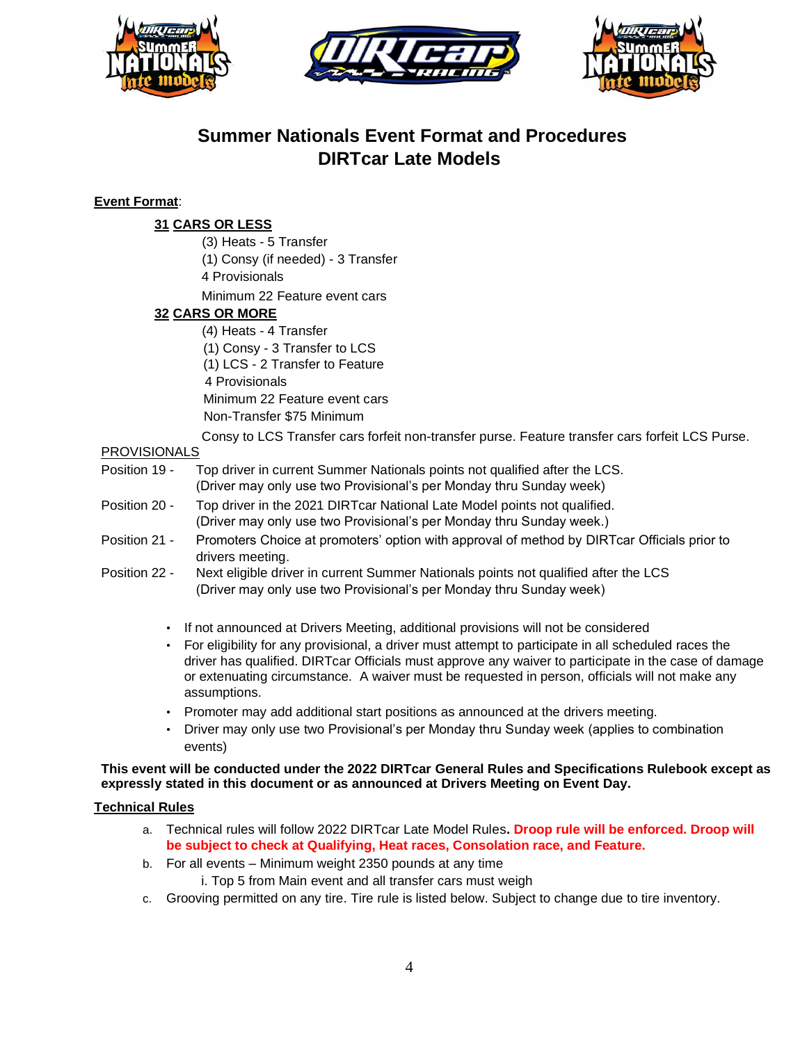# Summer Nationals Event Format and Procedures
# DIRTcar Late Models

**Event Format**:

**31 CARS OR LESS**

(3) Heats - 5 Transfer
(1) Consy (if needed) - 3 Transfer
4 Provisionals
Minimum 22 Feature event cars

**32 CARS OR MORE**

(4) Heats - 4 Transfer
(1) Consy - 3 Transfer to LCS
(1) LCS - 2 Transfer to Feature
4 Provisionals
Minimum 22 Feature event cars
Non-Transfer $75 Minimum

Consy to LCS Transfer cars forfeit non-transfer purse. Feature transfer cars forfeit LCS Purse.

PROVISIONALS

Position 19 - Top driver in current Summer Nationals points not qualified after the LCS. (Driver may only use two Provisional's per Monday thru Sunday week)

Position 20 - Top driver in the 2021 DIRTcar National Late Model points not qualified. (Driver may only use two Provisional's per Monday thru Sunday week.)

Position 21 - Promoters Choice at promoters' option with approval of method by DIRTcar Officials prior to drivers meeting.

Position 22 - Next eligible driver in current Summer Nationals points not qualified after the LCS (Driver may only use two Provisional's per Monday thru Sunday week)

- If not announced at Drivers Meeting, additional provisions will not be considered
- For eligibility for any provisional, a driver must attempt to participate in all scheduled races the driver has qualified. DIRTcar Officials must approve any waiver to participate in the case of damage or extenuating circumstance. A waiver must be requested in person, officials will not make any assumptions.
- Promoter may add additional start positions as announced at the drivers meeting.
- Driver may only use two Provisional's per Monday thru Sunday week (applies to combination events)

**This event will be conducted under the 2022 DIRTcar General Rules and Specifications Rulebook except as expressly stated in this document or as announced at Drivers Meeting on Event Day.**

**Technical Rules**

a. Technical rules will follow 2022 DIRTcar Late Model Rules. **Droop rule will be enforced. Droop will be subject to check at Qualifying, Heat races, Consolation race, and Feature.**
b. For all events – Minimum weight 2350 pounds at any time
   i. Top 5 from Main event and all transfer cars must weigh
c. Grooving permitted on any tire. Tire rule is listed below. Subject to change due to tire inventory.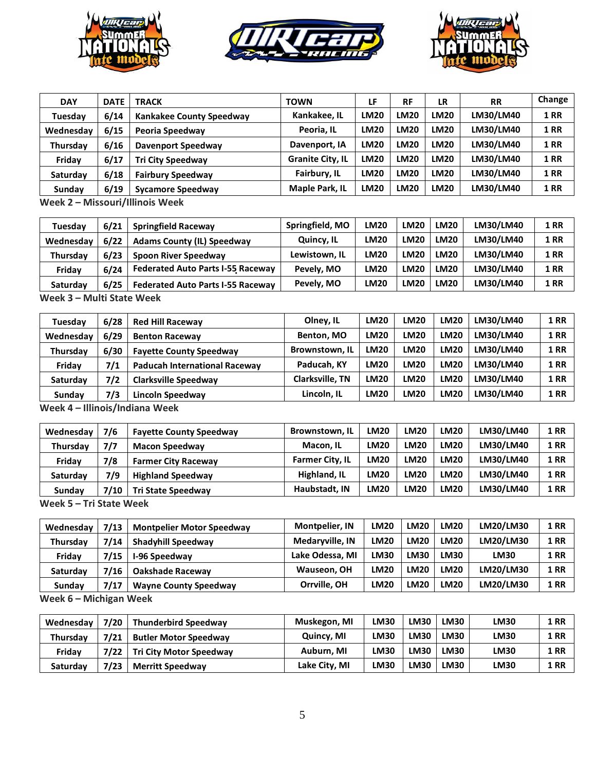| DAY | DATE | TRACK | TOWN | LF | RF | LR | RR | Change |
|---|---|---|---|---|---|---|---|---|
| Tuesday | 6/14 | Kankakee County Speedway | Kankakee, IL | LM20 | LM20 | LM20 | LM30/LM40 | 1 RR |
| Wednesday | 6/15 | Peoria Speedway | Peoria, IL | LM20 | LM20 | LM20 | LM30/LM40 | 1 RR |
| Thursday | 6/16 | Davenport Speedway | Davenport, IA | LM20 | LM20 | LM20 | LM30/LM40 | 1 RR |
| Friday | 6/17 | Tri City Speedway | Granite City, IL | LM20 | LM20 | LM20 | LM30/LM40 | 1 RR |
| Saturday | 6/18 | Fairbury Speedway | Fairbury, IL | LM20 | LM20 | LM20 | LM30/LM40 | 1 RR |
| Sunday | 6/19 | Sycamore Speedway | Maple Park, IL | LM20 | LM20 | LM20 | LM30/LM40 | 1 RR |

**Week 2 – Missouri/Illinois Week**

| DAY | DATE | TRACK | TOWN | LF | RF | LR | RR | Change |
|---|---|---|---|---|---|---|---|---|
| Tuesday | 6/21 | Springfield Raceway | Springfield, MO | LM20 | LM20 | LM20 | LM30/LM40 | 1 RR |
| Wednesday | 6/22 | Adams County (IL) Speedway | Quincy, IL | LM20 | LM20 | LM20 | LM30/LM40 | 1 RR |
| Thursday | 6/23 | Spoon River Speedway | Lewistown, IL | LM20 | LM20 | LM20 | LM30/LM40 | 1 RR |
| Friday | 6/24 | Federated Auto Parts I-55 Raceway | Pevely, MO | LM20 | LM20 | LM20 | LM30/LM40 | 1 RR |
| Saturday | 6/25 | Federated Auto Parts I-55 Raceway | Pevely, MO | LM20 | LM20 | LM20 | LM30/LM40 | 1 RR |

**Week 3 – Multi State Week**

| DAY | DATE | TRACK | TOWN | LF | RF | LR | RR | Change |
|---|---|---|---|---|---|---|---|---|
| Tuesday | 6/28 | Red Hill Raceway | Olney, IL | LM20 | LM20 | LM20 | LM30/LM40 | 1 RR |
| Wednesday | 6/29 | Benton Raceway | Benton, MO | LM20 | LM20 | LM20 | LM30/LM40 | 1 RR |
| Thursday | 6/30 | Fayette County Speedway | Brownstown, IL | LM20 | LM20 | LM20 | LM30/LM40 | 1 RR |
| Friday | 7/1 | Paducah International Raceway | Paducah, KY | LM20 | LM20 | LM20 | LM30/LM40 | 1 RR |
| Saturday | 7/2 | Clarksville Speedway | Clarksville, TN | LM20 | LM20 | LM20 | LM30/LM40 | 1 RR |
| Sunday | 7/3 | Lincoln Speedway | Lincoln, IL | LM20 | LM20 | LM20 | LM30/LM40 | 1 RR |

**Week 4 – Illinois/Indiana Week**

| DAY | DATE | TRACK | TOWN | LF | RF | LR | RR | Change |
|---|---|---|---|---|---|---|---|---|
| Wednesday | 7/6 | Fayette County Speedway | Brownstown, IL | LM20 | LM20 | LM20 | LM30/LM40 | 1 RR |
| Thursday | 7/7 | Macon Speedway | Macon, IL | LM20 | LM20 | LM20 | LM30/LM40 | 1 RR |
| Friday | 7/8 | Farmer City Raceway | Farmer City, IL | LM20 | LM20 | LM20 | LM30/LM40 | 1 RR |
| Saturday | 7/9 | Highland Speedway | Highland, IL | LM20 | LM20 | LM20 | LM30/LM40 | 1 RR |
| Sunday | 7/10 | Tri State Speedway | Haubstadt, IN | LM20 | LM20 | LM20 | LM30/LM40 | 1 RR |

**Week 5 – Tri State Week**

| DAY | DATE | TRACK | TOWN | LF | RF | LR | RR | Change |
|---|---|---|---|---|---|---|---|---|
| Wednesday | 7/13 | Montpelier Motor Speedway | Montpelier, IN | LM20 | LM20 | LM20 | LM20/LM30 | 1 RR |
| Thursday | 7/14 | Shadyhill Speedway | Medaryville, IN | LM20 | LM20 | LM20 | LM20/LM30 | 1 RR |
| Friday | 7/15 | I-96 Speedway | Lake Odessa, MI | LM30 | LM30 | LM30 | LM30 | 1 RR |
| Saturday | 7/16 | Oakshade Raceway | Wauseon, OH | LM20 | LM20 | LM20 | LM20/LM30 | 1 RR |
| Sunday | 7/17 | Wayne County Speedway | Orrville, OH | LM20 | LM20 | LM20 | LM20/LM30 | 1 RR |

**Week 6 – Michigan Week**

| DAY | DATE | TRACK | TOWN | LF | RF | LR | RR | Change |
|---|---|---|---|---|---|---|---|---|
| Wednesday | 7/20 | Thunderbird Speedway | Muskegon, MI | LM30 | LM30 | LM30 | LM30 | 1 RR |
| Thursday | 7/21 | Butler Motor Speedway | Quincy, MI | LM30 | LM30 | LM30 | LM30 | 1 RR |
| Friday | 7/22 | Tri City Motor Speedway | Auburn, MI | LM30 | LM30 | LM30 | LM30 | 1 RR |
| Saturday | 7/23 | Merritt Speedway | Lake City, MI | LM30 | LM30 | LM30 | LM30 | 1 RR |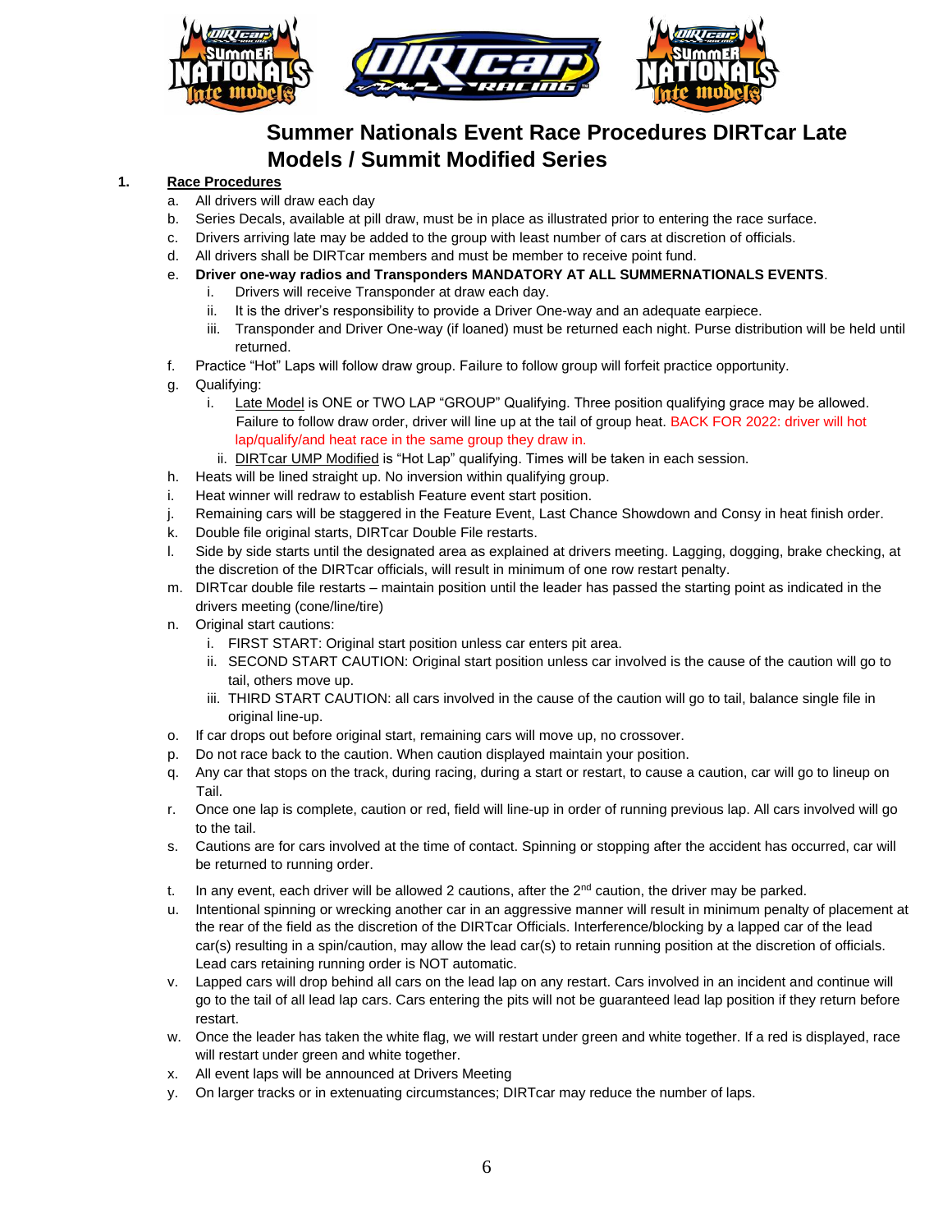# Summer Nationals Event Race Procedures DIRTcar Late Models / Summit Modified Series

**1. Race Procedures**

a. All drivers will draw each day

b. Series Decals, available at pill draw, must be in place as illustrated prior to entering the race surface.

c. Drivers arriving late may be added to the group with least number of cars at discretion of officials.

d. All drivers shall be DIRTcar members and must be member to receive point fund.

e. **Driver one-way radios and Transponders MANDATORY AT ALL SUMMERNATIONALS EVENTS**.

   i. Drivers will receive Transponder at draw each day.

   ii. It is the driver's responsibility to provide a Driver One-way and an adequate earpiece.

   iii. Transponder and Driver One-way (if loaned) must be returned each night. Purse distribution will be held until returned.

f. Practice "Hot" Laps will follow draw group. Failure to follow group will forfeit practice opportunity.

g. Qualifying:

   i. Late Model is ONE or TWO LAP "GROUP" Qualifying. Three position qualifying grace may be allowed. Failure to follow draw order, driver will line up at the tail of group heat. BACK FOR 2022: driver will hot lap/qualify/and heat race in the same group they draw in.

   ii. DIRTcar UMP Modified is "Hot Lap" qualifying. Times will be taken in each session.

h. Heats will be lined straight up. No inversion within qualifying group.

i. Heat winner will redraw to establish Feature event start position.

j. Remaining cars will be staggered in the Feature Event, Last Chance Showdown and Consy in heat finish order.

k. Double file original starts, DIRTcar Double File restarts.

l. Side by side starts until the designated area as explained at drivers meeting. Lagging, dogging, brake checking, at the discretion of the DIRTcar officials, will result in minimum of one row restart penalty.

m. DIRTcar double file restarts – maintain position until the leader has passed the starting point as indicated in the drivers meeting (cone/line/tire)

n. Original start cautions:

   i. FIRST START: Original start position unless car enters pit area.

   ii. SECOND START CAUTION: Original start position unless car involved is the cause of the caution will go to tail, others move up.

   iii. THIRD START CAUTION: all cars involved in the cause of the caution will go to tail, balance single file in original line-up.

o. If car drops out before original start, remaining cars will move up, no crossover.

p. Do not race back to the caution. When caution displayed maintain your position.

q. Any car that stops on the track, during racing, during a start or restart, to cause a caution, car will go to lineup on Tail.

r. Once one lap is complete, caution or red, field will line-up in order of running previous lap. All cars involved will go to the tail.

s. Cautions are for cars involved at the time of contact. Spinning or stopping after the accident has occurred, car will be returned to running order.

t. In any event, each driver will be allowed 2 cautions, after the 2nd caution, the driver may be parked.

u. Intentional spinning or wrecking another car in an aggressive manner will result in minimum penalty of placement at the rear of the field as the discretion of the DIRTcar Officials. Interference/blocking by a lapped car of the lead car(s) resulting in a spin/caution, may allow the lead car(s) to retain running position at the discretion of officials. Lead cars retaining running order is NOT automatic.

v. Lapped cars will drop behind all cars on the lead lap on any restart. Cars involved in an incident and continue will go to the tail of all lead lap cars. Cars entering the pits will not be guaranteed lead lap position if they return before restart.

w. Once the leader has taken the white flag, we will restart under green and white together. If a red is displayed, race will restart under green and white together.

x. All event laps will be announced at Drivers Meeting

y. On larger tracks or in extenuating circumstances; DIRTcar may reduce the number of laps.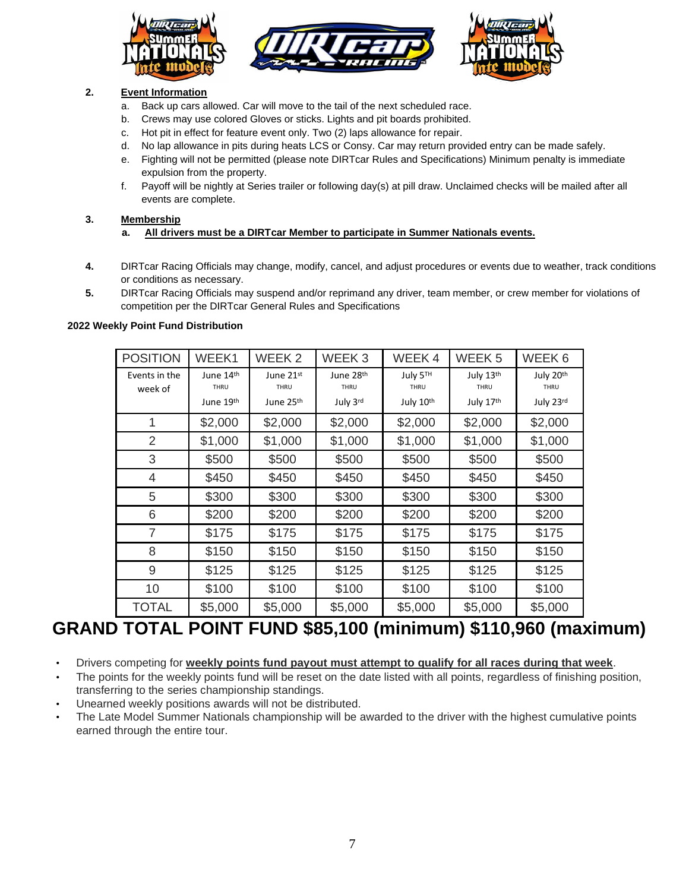**2. Event Information**

a. Back up cars allowed. Car will move to the tail of the next scheduled race.
b. Crews may use colored Gloves or sticks. Lights and pit boards prohibited.
c. Hot pit in effect for feature event only. Two (2) laps allowance for repair.
d. No lap allowance in pits during heats LCS or Consy. Car may return provided entry can be made safely.
e. Fighting will not be permitted (please note DIRTcar Rules and Specifications) Minimum penalty is immediate expulsion from the property.
f. Payoff will be nightly at Series trailer or following day(s) at pill draw. Unclaimed checks will be mailed after all events are complete.

**3. Membership**

a. **All drivers must be a DIRTcar Member to participate in Summer Nationals events.**

**4.** DIRTcar Racing Officials may change, modify, cancel, and adjust procedures or events due to weather, track conditions or conditions as necessary.

**5.** DIRTcar Racing Officials may suspend and/or reprimand any driver, team member, or crew member for violations of competition per the DIRTcar General Rules and Specifications

**2022 Weekly Point Fund Distribution**

| POSITION | WEEK1 | WEEK 2 | WEEK 3 | WEEK 4 | WEEK 5 | WEEK 6 |
|---|---|---|---|---|---|---|
| Events in the week of | June 14th THRU June 19th | June 21st THRU June 25th | June 28th THRU July 3rd | July 5TH THRU July 10th | July 13th THRU July 17th | July 20th THRU July 23rd |
| 1 | $2,000 | $2,000 | $2,000 | $2,000 | $2,000 | $2,000 |
| 2 | $1,000 | $1,000 | $1,000 | $1,000 | $1,000 | $1,000 |
| 3 | $500 | $500 | $500 | $500 | $500 | $500 |
| 4 | $450 | $450 | $450 | $450 | $450 | $450 |
| 5 | $300 | $300 | $300 | $300 | $300 | $300 |
| 6 | $200 | $200 | $200 | $200 | $200 | $200 |
| 7 | $175 | $175 | $175 | $175 | $175 | $175 |
| 8 | $150 | $150 | $150 | $150 | $150 | $150 |
| 9 | $125 | $125 | $125 | $125 | $125 | $125 |
| 10 | $100 | $100 | $100 | $100 | $100 | $100 |
| TOTAL | $5,000 | $5,000 | $5,000 | $5,000 | $5,000 | $5,000 |

# GRAND TOTAL POINT FUND $85,100 (minimum) $110,960 (maximum)

- Drivers competing for **weekly points fund payout must attempt to qualify for all races during that week**.
- The points for the weekly points fund will be reset on the date listed with all points, regardless of finishing position, transferring to the series championship standings.
- Unearned weekly positions awards will not be distributed.
- The Late Model Summer Nationals championship will be awarded to the driver with the highest cumulative points earned through the entire tour.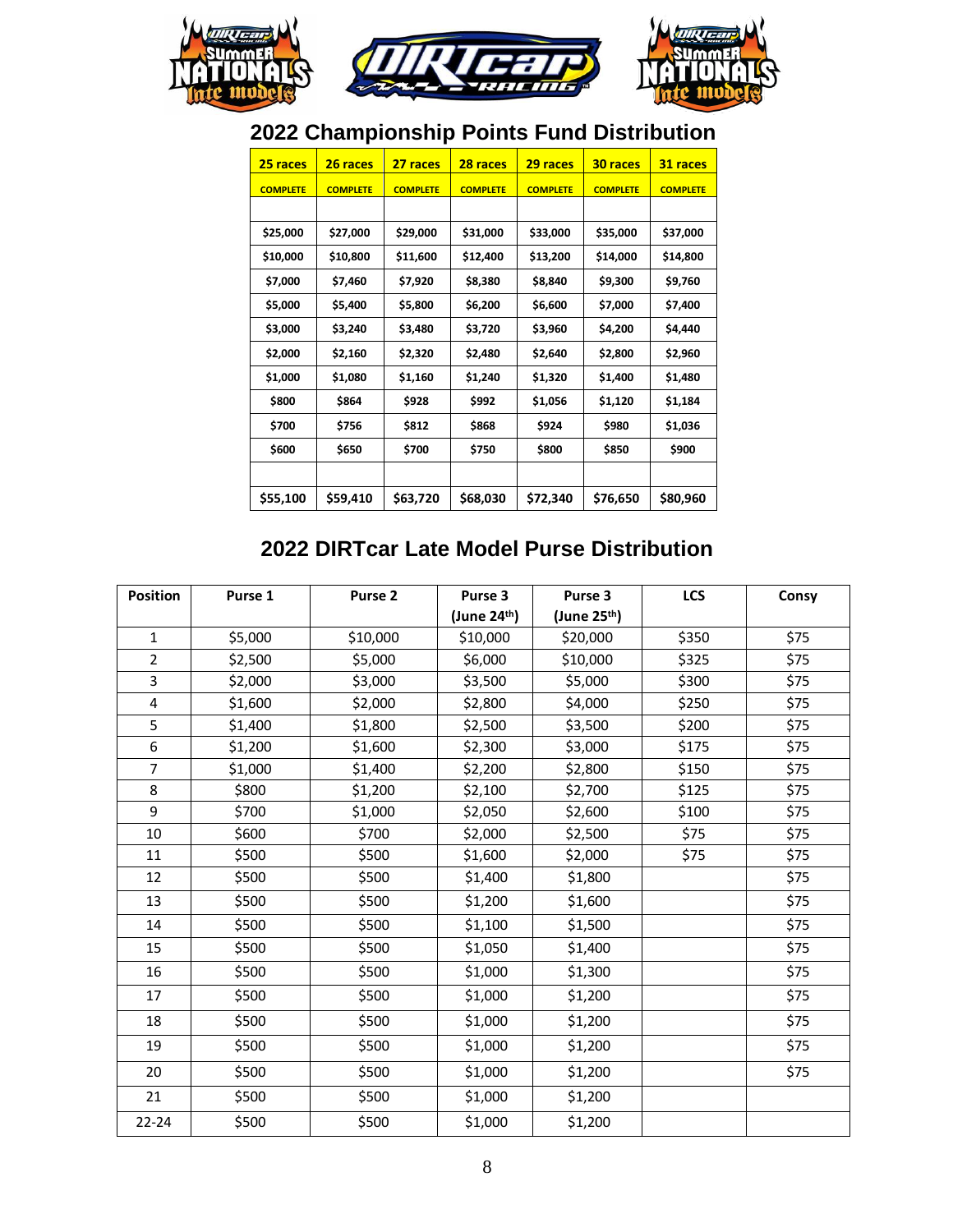## 2022 Championship Points Fund Distribution

| 25 races | 26 races | 27 races | 28 races | 29 races | 30 races | 31 races |
|---|---|---|---|---|---|---|
| COMPLETE | COMPLETE | COMPLETE | COMPLETE | COMPLETE | COMPLETE | COMPLETE |
| | | | | | | |
| $25,000 | $27,000 | $29,000 | $31,000 | $33,000 | $35,000 | $37,000 |
| $10,000 | $10,800 | $11,600 | $12,400 | $13,200 | $14,000 | $14,800 |
| $7,000 | $7,460 | $7,920 | $8,380 | $8,840 | $9,300 | $9,760 |
| $5,000 | $5,400 | $5,800 | $6,200 | $6,600 | $7,000 | $7,400 |
| $3,000 | $3,240 | $3,480 | $3,720 | $3,960 | $4,200 | $4,440 |
| $2,000 | $2,160 | $2,320 | $2,480 | $2,640 | $2,800 | $2,960 |
| $1,000 | $1,080 | $1,160 | $1,240 | $1,320 | $1,400 | $1,480 |
| $800 | $864 | $928 | $992 | $1,056 | $1,120 | $1,184 |
| $700 | $756 | $812 | $868 | $924 | $980 | $1,036 |
| $600 | $650 | $700 | $750 | $800 | $850 | $900 |
| | | | | | | |
| $55,100 | $59,410 | $63,720 | $68,030 | $72,340 | $76,650 | $80,960 |

## 2022 DIRTcar Late Model Purse Distribution

| Position | Purse 1 | Purse 2 | Purse 3 (June 24th) | Purse 3 (June 25th) | LCS | Consy |
|---|---|---|---|---|---|---|
| 1 | $5,000 | $10,000 | $10,000 | $20,000 | $350 | $75 |
| 2 | $2,500 | $5,000 | $6,000 | $10,000 | $325 | $75 |
| 3 | $2,000 | $3,000 | $3,500 | $5,000 | $300 | $75 |
| 4 | $1,600 | $2,000 | $2,800 | $4,000 | $250 | $75 |
| 5 | $1,400 | $1,800 | $2,500 | $3,500 | $200 | $75 |
| 6 | $1,200 | $1,600 | $2,300 | $3,000 | $175 | $75 |
| 7 | $1,000 | $1,400 | $2,200 | $2,800 | $150 | $75 |
| 8 | $800 | $1,200 | $2,100 | $2,700 | $125 | $75 |
| 9 | $700 | $1,000 | $2,050 | $2,600 | $100 | $75 |
| 10 | $600 | $700 | $2,000 | $2,500 | $75 | $75 |
| 11 | $500 | $500 | $1,600 | $2,000 | $75 | $75 |
| 12 | $500 | $500 | $1,400 | $1,800 | | $75 |
| 13 | $500 | $500 | $1,200 | $1,600 | | $75 |
| 14 | $500 | $500 | $1,100 | $1,500 | | $75 |
| 15 | $500 | $500 | $1,050 | $1,400 | | $75 |
| 16 | $500 | $500 | $1,000 | $1,300 | | $75 |
| 17 | $500 | $500 | $1,000 | $1,200 | | $75 |
| 18 | $500 | $500 | $1,000 | $1,200 | | $75 |
| 19 | $500 | $500 | $1,000 | $1,200 | | $75 |
| 20 | $500 | $500 | $1,000 | $1,200 | | $75 |
| 21 | $500 | $500 | $1,000 | $1,200 | | |
| 22-24 | $500 | $500 | $1,000 | $1,200 | | |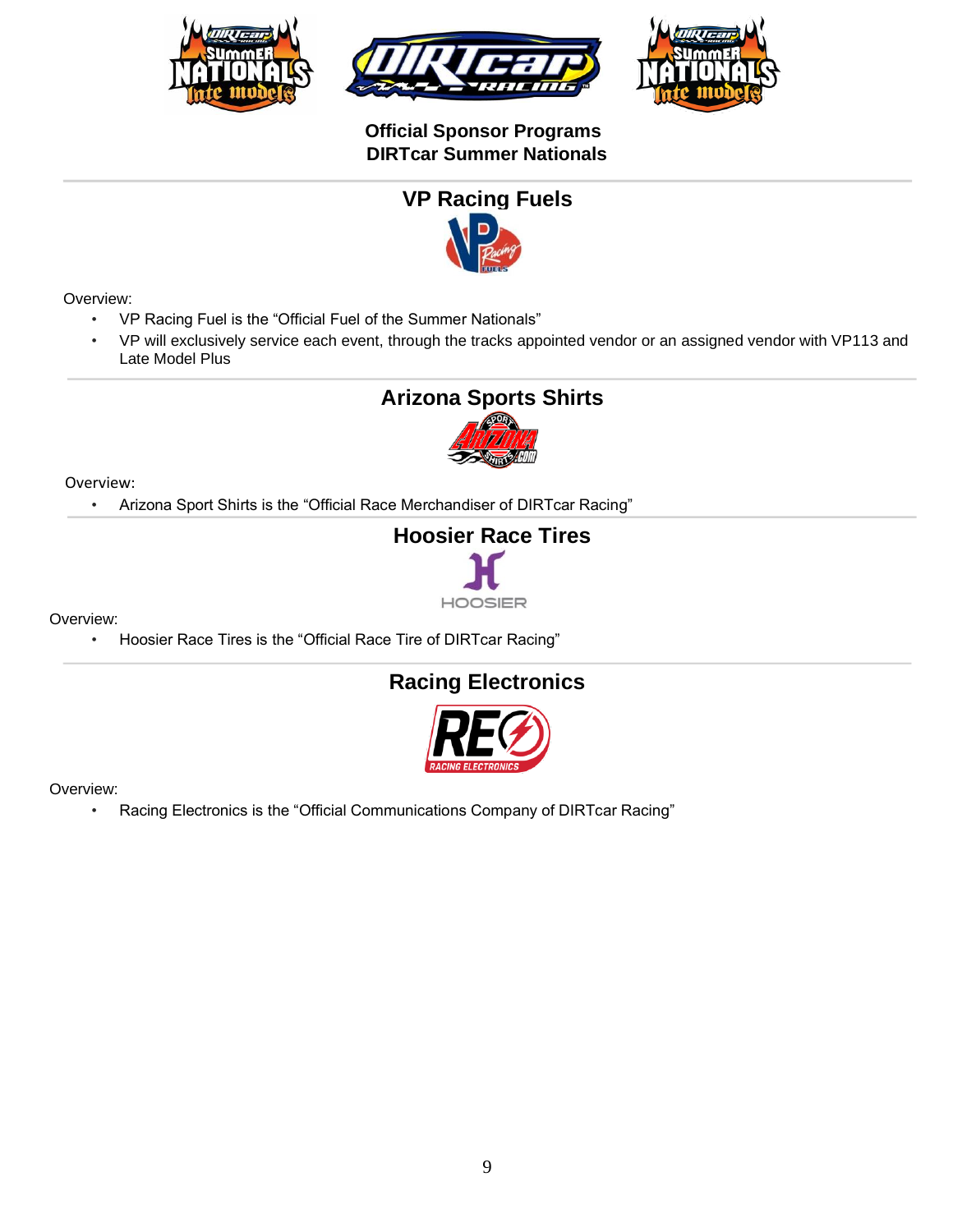**Official Sponsor Programs**
**DIRTcar Summer Nationals**

---

## VP Racing Fuels

Overview:

- VP Racing Fuel is the “Official Fuel of the Summer Nationals”
- VP will exclusively service each event, through the tracks appointed vendor or an assigned vendor with VP113 and Late Model Plus

---

## Arizona Sports Shirts

Overview:

- Arizona Sport Shirts is the “Official Race Merchandiser of DIRTcar Racing”

---

## Hoosier Race Tires

Overview:

- Hoosier Race Tires is the “Official Race Tire of DIRTcar Racing”

---

## Racing Electronics

Overview:

- Racing Electronics is the “Official Communications Company of DIRTcar Racing”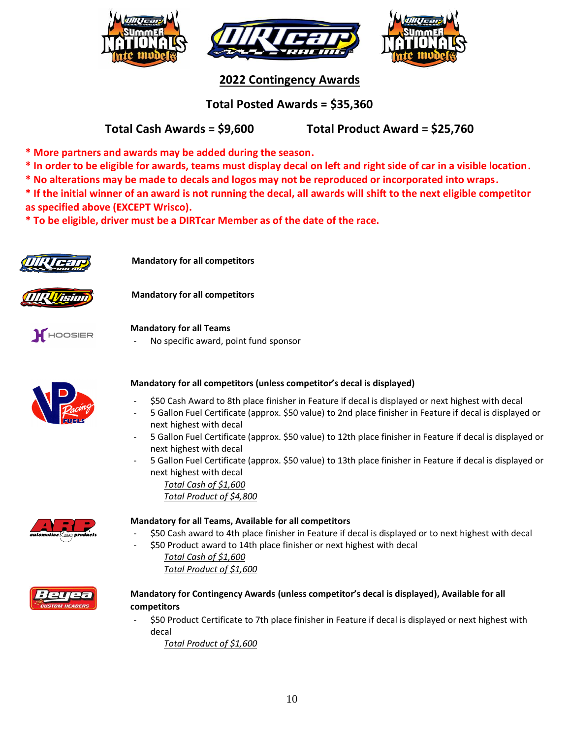## 2022 Contingency Awards

**Total Posted Awards = $35,360**

**Total Cash Awards = $9,600** **Total Product Award = $25,760**

**\* More partners and awards may be added during the season.**
**\* In order to be eligible for awards, teams must display decal on left and right side of car in a visible location.**
**\* No alterations may be made to decals and logos may not be reproduced or incorporated into wraps.**
**\* If the initial winner of an award is not running the decal, all awards will shift to the next eligible competitor as specified above (EXCEPT Wrisco).**
**\* To be eligible, driver must be a DIRTcar Member as of the date of the race.**

**DIRTcar Racing**

**Mandatory for all competitors**

**DIRTVision**

**Mandatory for all competitors**

**HOOSIER**

**Mandatory for all Teams**

- No specific award, point fund sponsor

**VP Racing Fuels**

**Mandatory for all competitors (unless competitor's decal is displayed)**

- $50 Cash Award to 8th place finisher in Feature if decal is displayed or next highest with decal
- 5 Gallon Fuel Certificate (approx. $50 value) to 2nd place finisher in Feature if decal is displayed or next highest with decal
- 5 Gallon Fuel Certificate (approx. $50 value) to 12th place finisher in Feature if decal is displayed or next highest with decal
- 5 Gallon Fuel Certificate (approx. $50 value) to 13th place finisher in Feature if decal is displayed or next highest with decal

  *Total Cash of $1,600*
  *Total Product of $4,800*

**ARP automotive Racing products**

**Mandatory for all Teams, Available for all competitors**

- $50 Cash award to 4th place finisher in Feature if decal is displayed or to next highest with decal
- $50 Product award to 14th place finisher or next highest with decal

  *Total Cash of $1,600*
  *Total Product of $1,600*

**Beyea Custom Headers**

**Mandatory for Contingency Awards (unless competitor's decal is displayed), Available for all competitors**

- $50 Product Certificate to 7th place finisher in Feature if decal is displayed or next highest with decal

  *Total Product of $1,600*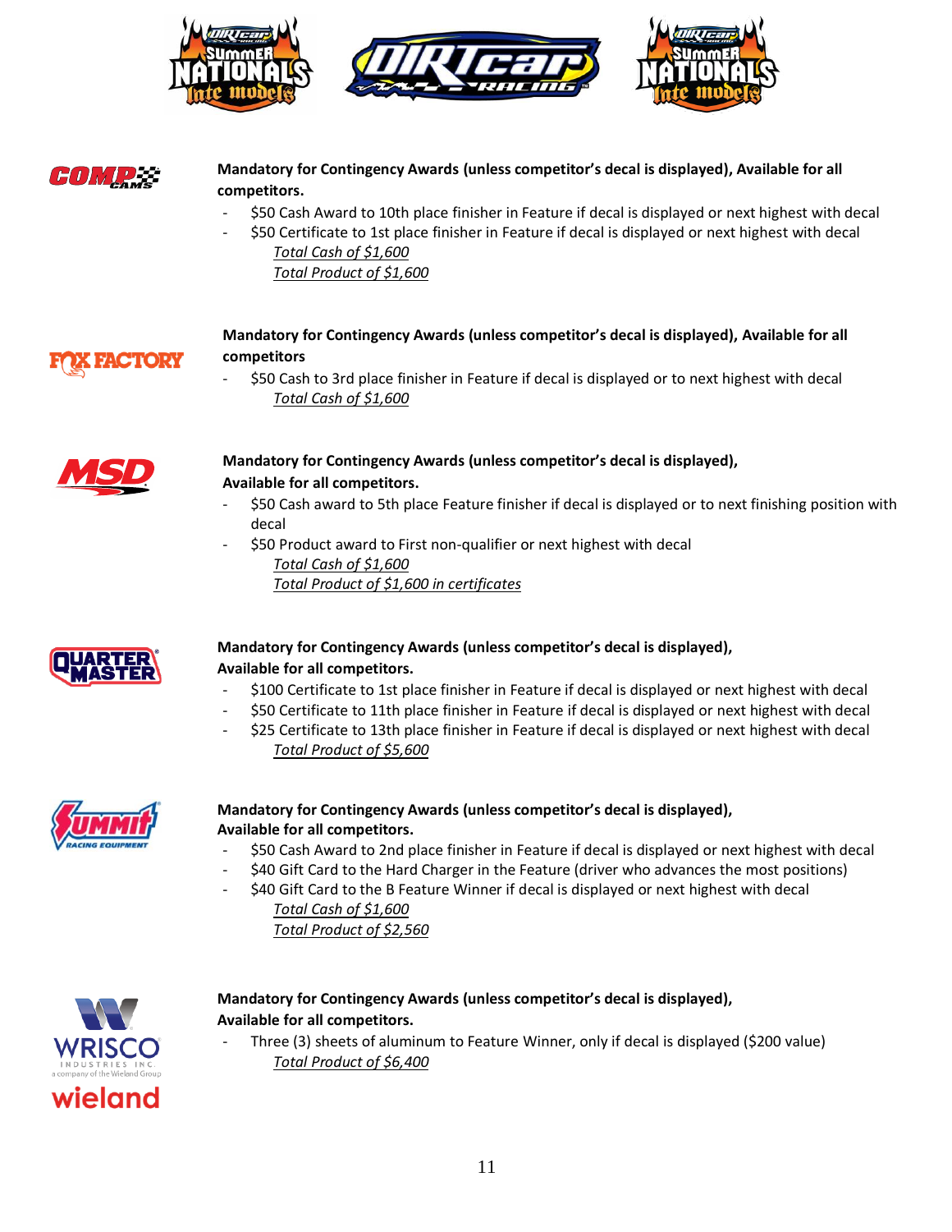**Mandatory for Contingency Awards (unless competitor's decal is displayed), Available for all competitors.**

- $50 Cash Award to 10th place finisher in Feature if decal is displayed or next highest with decal
- $50 Certificate to 1st place finisher in Feature if decal is displayed or next highest with decal

  *Total Cash of $1,600*

  *Total Product of $1,600*

**Mandatory for Contingency Awards (unless competitor's decal is displayed), Available for all competitors**

- $50 Cash to 3rd place finisher in Feature if decal is displayed or to next highest with decal

  *Total Cash of $1,600*

**Mandatory for Contingency Awards (unless competitor's decal is displayed), Available for all competitors.**

- $50 Cash award to 5th place Feature finisher if decal is displayed or to next finishing position with decal
- $50 Product award to First non-qualifier or next highest with decal

  *Total Cash of $1,600*

  *Total Product of $1,600 in certificates*

**Mandatory for Contingency Awards (unless competitor's decal is displayed), Available for all competitors.**

- $100 Certificate to 1st place finisher in Feature if decal is displayed or next highest with decal
- $50 Certificate to 11th place finisher in Feature if decal is displayed or next highest with decal
- $25 Certificate to 13th place finisher in Feature if decal is displayed or next highest with decal

  *Total Product of $5,600*

**Mandatory for Contingency Awards (unless competitor's decal is displayed), Available for all competitors.**

- $50 Cash Award to 2nd place finisher in Feature if decal is displayed or next highest with decal
- $40 Gift Card to the Hard Charger in the Feature (driver who advances the most positions)
- $40 Gift Card to the B Feature Winner if decal is displayed or next highest with decal

  *Total Cash of $1,600*

  *Total Product of $2,560*

**Mandatory for Contingency Awards (unless competitor's decal is displayed), Available for all competitors.**

- Three (3) sheets of aluminum to Feature Winner, only if decal is displayed ($200 value)

  *Total Product of $6,400*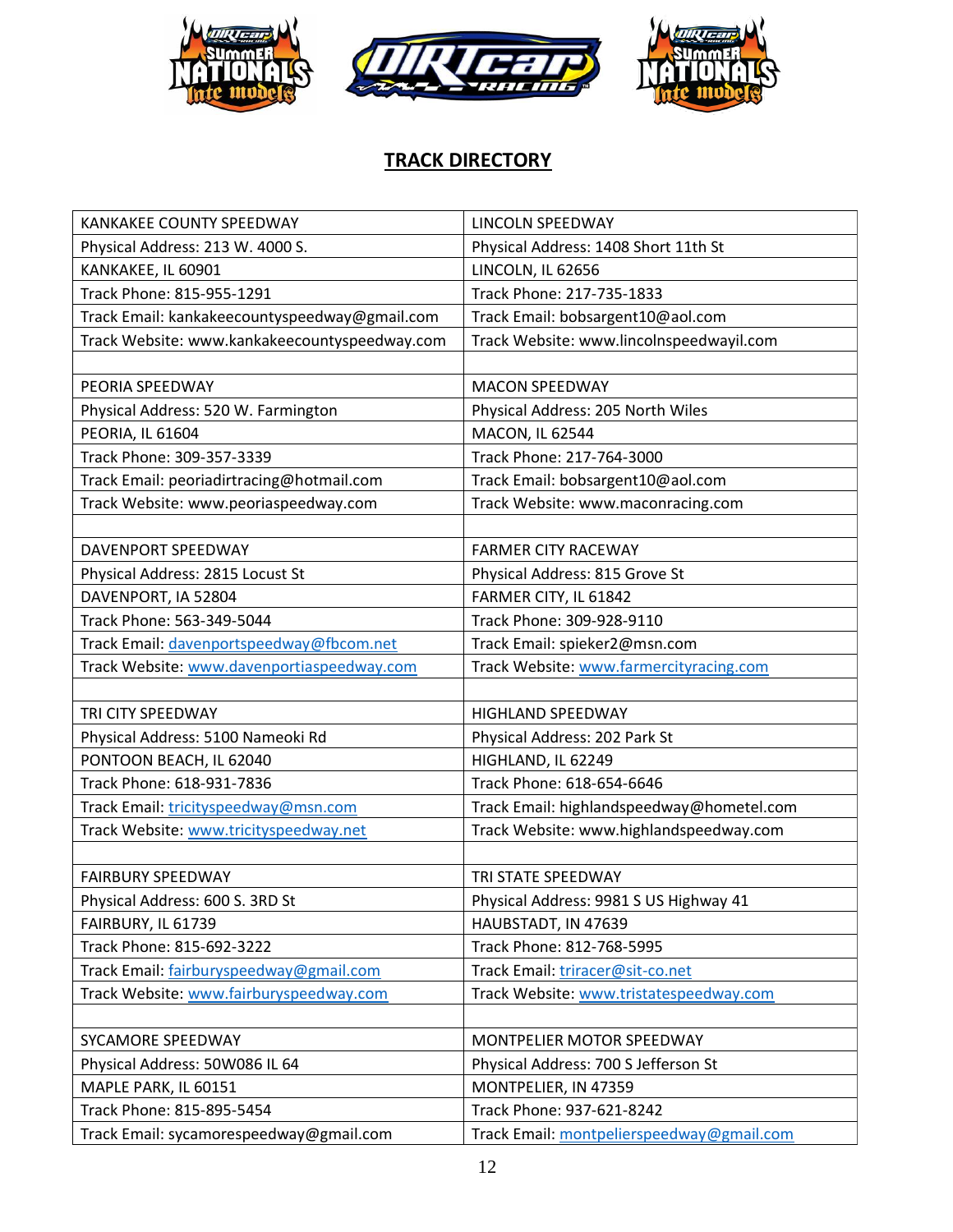## TRACK DIRECTORY

| KANKAKEE COUNTY SPEEDWAY | LINCOLN SPEEDWAY |
|---|---|
| Physical Address: 213 W. 4000 S. | Physical Address: 1408 Short 11th St |
| KANKAKEE, IL 60901 | LINCOLN, IL 62656 |
| Track Phone: 815-955-1291 | Track Phone: 217-735-1833 |
| Track Email: kankakeecountyspeedway@gmail.com | Track Email: bobsargent10@aol.com |
| Track Website: www.kankakeecountyspeedway.com | Track Website: www.lincolnspeedwayil.com |
| | |
| PEORIA SPEEDWAY | MACON SPEEDWAY |
| Physical Address: 520 W. Farmington | Physical Address: 205 North Wiles |
| PEORIA, IL 61604 | MACON, IL 62544 |
| Track Phone: 309-357-3339 | Track Phone: 217-764-3000 |
| Track Email: peoriadirtracing@hotmail.com | Track Email: bobsargent10@aol.com |
| Track Website: www.peoriaspeedway.com | Track Website: www.maconracing.com |
| | |
| DAVENPORT SPEEDWAY | FARMER CITY RACEWAY |
| Physical Address: 2815 Locust St | Physical Address: 815 Grove St |
| DAVENPORT, IA 52804 | FARMER CITY, IL 61842 |
| Track Phone: 563-349-5044 | Track Phone: 309-928-9110 |
| Track Email: davenportspeedway@fbcom.net | Track Email: spieker2@msn.com |
| Track Website: www.davenportiaspeedway.com | Track Website: www.farmercityracing.com |
| | |
| TRI CITY SPEEDWAY | HIGHLAND SPEEDWAY |
| Physical Address: 5100 Nameoki Rd | Physical Address: 202 Park St |
| PONTOON BEACH, IL 62040 | HIGHLAND, IL 62249 |
| Track Phone: 618-931-7836 | Track Phone: 618-654-6646 |
| Track Email: tricityspeedway@msn.com | Track Email: highlandspeedway@hometel.com |
| Track Website: www.tricityspeedway.net | Track Website: www.highlandspeedway.com |
| | |
| FAIRBURY SPEEDWAY | TRI STATE SPEEDWAY |
| Physical Address: 600 S. 3RD St | Physical Address: 9981 S US Highway 41 |
| FAIRBURY, IL 61739 | HAUBSTADT, IN 47639 |
| Track Phone: 815-692-3222 | Track Phone: 812-768-5995 |
| Track Email: fairburyspeedway@gmail.com | Track Email: triracer@sit-co.net |
| Track Website: www.fairburyspeedway.com | Track Website: www.tristatespeedway.com |
| | |
| SYCAMORE SPEEDWAY | MONTPELIER MOTOR SPEEDWAY |
| Physical Address: 50W086 IL 64 | Physical Address: 700 S Jefferson St |
| MAPLE PARK, IL 60151 | MONTPELIER, IN 47359 |
| Track Phone: 815-895-5454 | Track Phone: 937-621-8242 |
| Track Email: sycamorespeedway@gmail.com | Track Email: montpelierspeedway@gmail.com |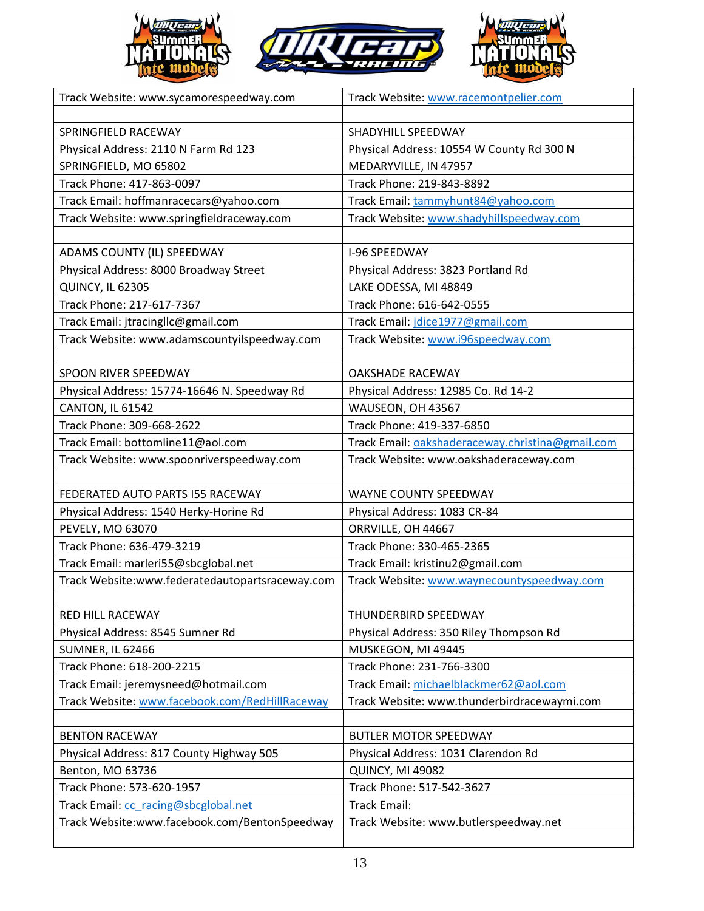| | |
|---|---|
| Track Website: www.sycamorespeedway.com | Track Website: www.racemontpelier.com |
| | |
| SPRINGFIELD RACEWAY | SHADYHILL SPEEDWAY |
| Physical Address: 2110 N Farm Rd 123 | Physical Address: 10554 W County Rd 300 N |
| SPRINGFIELD, MO 65802 | MEDARYVILLE, IN 47957 |
| Track Phone: 417-863-0097 | Track Phone: 219-843-8892 |
| Track Email: hoffmanracecars@yahoo.com | Track Email: tammyhunt84@yahoo.com |
| Track Website: www.springfieldraceway.com | Track Website: www.shadyhillspeedway.com |
| | |
| ADAMS COUNTY (IL) SPEEDWAY | I-96 SPEEDWAY |
| Physical Address: 8000 Broadway Street | Physical Address: 3823 Portland Rd |
| QUINCY, IL 62305 | LAKE ODESSA, MI 48849 |
| Track Phone: 217-617-7367 | Track Phone: 616-642-0555 |
| Track Email: jtracingllc@gmail.com | Track Email: jdice1977@gmail.com |
| Track Website: www.adamscountyilspeedway.com | Track Website: www.i96speedway.com |
| | |
| SPOON RIVER SPEEDWAY | OAKSHADE RACEWAY |
| Physical Address: 15774-16646 N. Speedway Rd | Physical Address: 12985 Co. Rd 14-2 |
| CANTON, IL 61542 | WAUSEON, OH 43567 |
| Track Phone: 309-668-2622 | Track Phone: 419-337-6850 |
| Track Email: bottomline11@aol.com | Track Email: oakshaderaceway.christina@gmail.com |
| Track Website: www.spoonriverspeedway.com | Track Website: www.oakshaderaceway.com |
| | |
| FEDERATED AUTO PARTS I55 RACEWAY | WAYNE COUNTY SPEEDWAY |
| Physical Address: 1540 Herky-Horine Rd | Physical Address: 1083 CR-84 |
| PEVELY, MO 63070 | ORRVILLE, OH 44667 |
| Track Phone: 636-479-3219 | Track Phone: 330-465-2365 |
| Track Email: marleri55@sbcglobal.net | Track Email: kristinu2@gmail.com |
| Track Website:www.federatedautopartsraceway.com | Track Website: www.waynecountyspeedway.com |
| | |
| RED HILL RACEWAY | THUNDERBIRD SPEEDWAY |
| Physical Address: 8545 Sumner Rd | Physical Address: 350 Riley Thompson Rd |
| SUMNER, IL 62466 | MUSKEGON, MI 49445 |
| Track Phone: 618-200-2215 | Track Phone: 231-766-3300 |
| Track Email: jeremysneed@hotmail.com | Track Email: michaelblackmer62@aol.com |
| Track Website: www.facebook.com/RedHillRaceway | Track Website: www.thunderbirdracewaymi.com |
| | |
| BENTON RACEWAY | BUTLER MOTOR SPEEDWAY |
| Physical Address: 817 County Highway 505 | Physical Address: 1031 Clarendon Rd |
| Benton, MO 63736 | QUINCY, MI 49082 |
| Track Phone: 573-620-1957 | Track Phone: 517-542-3627 |
| Track Email: cc_racing@sbcglobal.net | Track Email: |
| Track Website:www.facebook.com/BentonSpeedway | Track Website: www.butlerspeedway.net |
| | |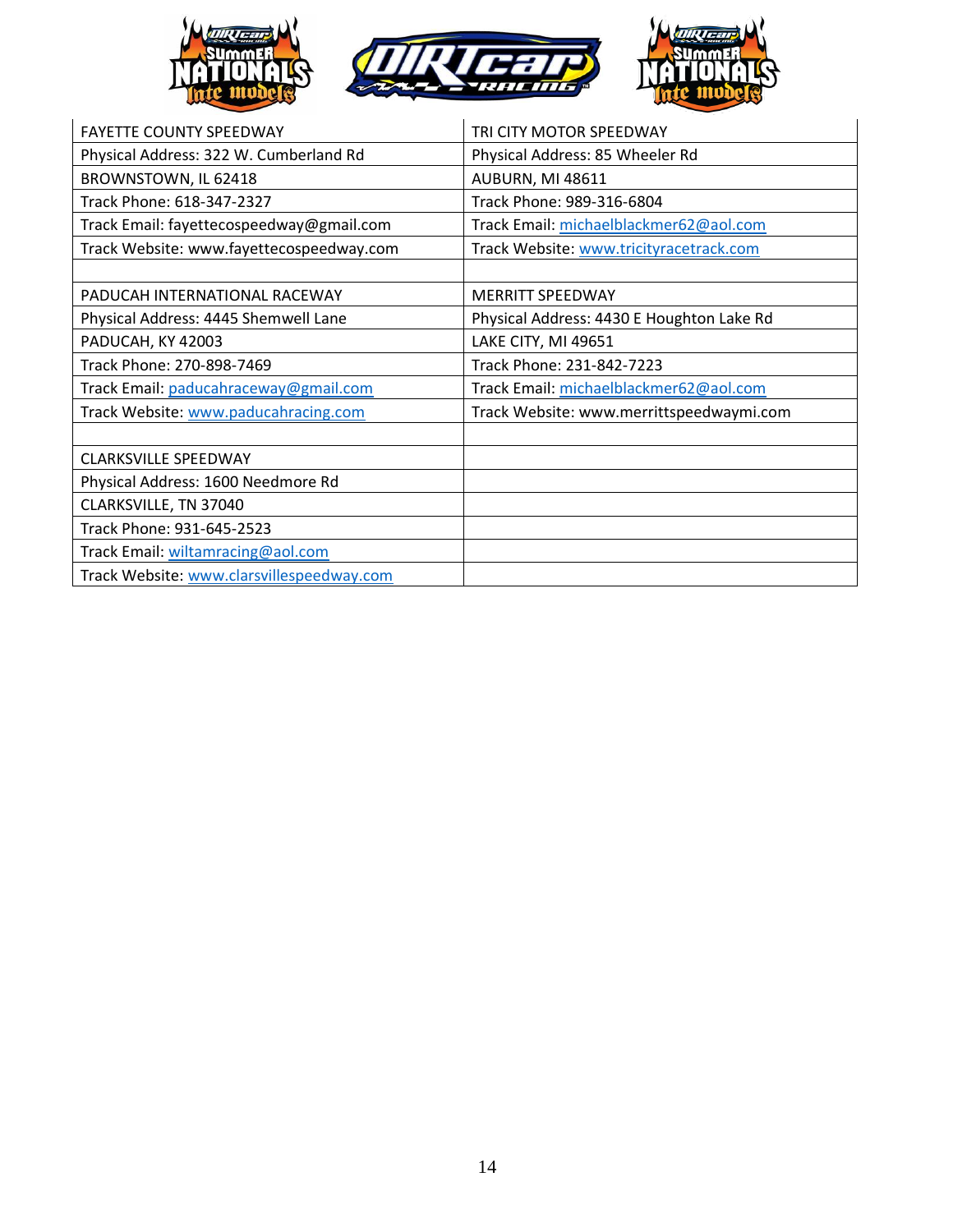| | |
|---|---|
| FAYETTE COUNTY SPEEDWAY | TRI CITY MOTOR SPEEDWAY |
| Physical Address: 322 W. Cumberland Rd | Physical Address: 85 Wheeler Rd |
| BROWNSTOWN, IL 62418 | AUBURN, MI 48611 |
| Track Phone: 618-347-2327 | Track Phone: 989-316-6804 |
| Track Email: fayettecospeedway@gmail.com | Track Email: michaelblackmer62@aol.com |
| Track Website: www.fayettecospeedway.com | Track Website: www.tricityracetrack.com |
| | |
| PADUCAH INTERNATIONAL RACEWAY | MERRITT SPEEDWAY |
| Physical Address: 4445 Shemwell Lane | Physical Address: 4430 E Houghton Lake Rd |
| PADUCAH, KY 42003 | LAKE CITY, MI 49651 |
| Track Phone: 270-898-7469 | Track Phone: 231-842-7223 |
| Track Email: paducahraceway@gmail.com | Track Email: michaelblackmer62@aol.com |
| Track Website: www.paducahracing.com | Track Website: www.merrittspeedwaymi.com |
| | |
| CLARKSVILLE SPEEDWAY | |
| Physical Address: 1600 Needmore Rd | |
| CLARKSVILLE, TN 37040 | |
| Track Phone: 931-645-2523 | |
| Track Email: wiltamracing@aol.com | |
| Track Website: www.clarsvillespeedway.com | |